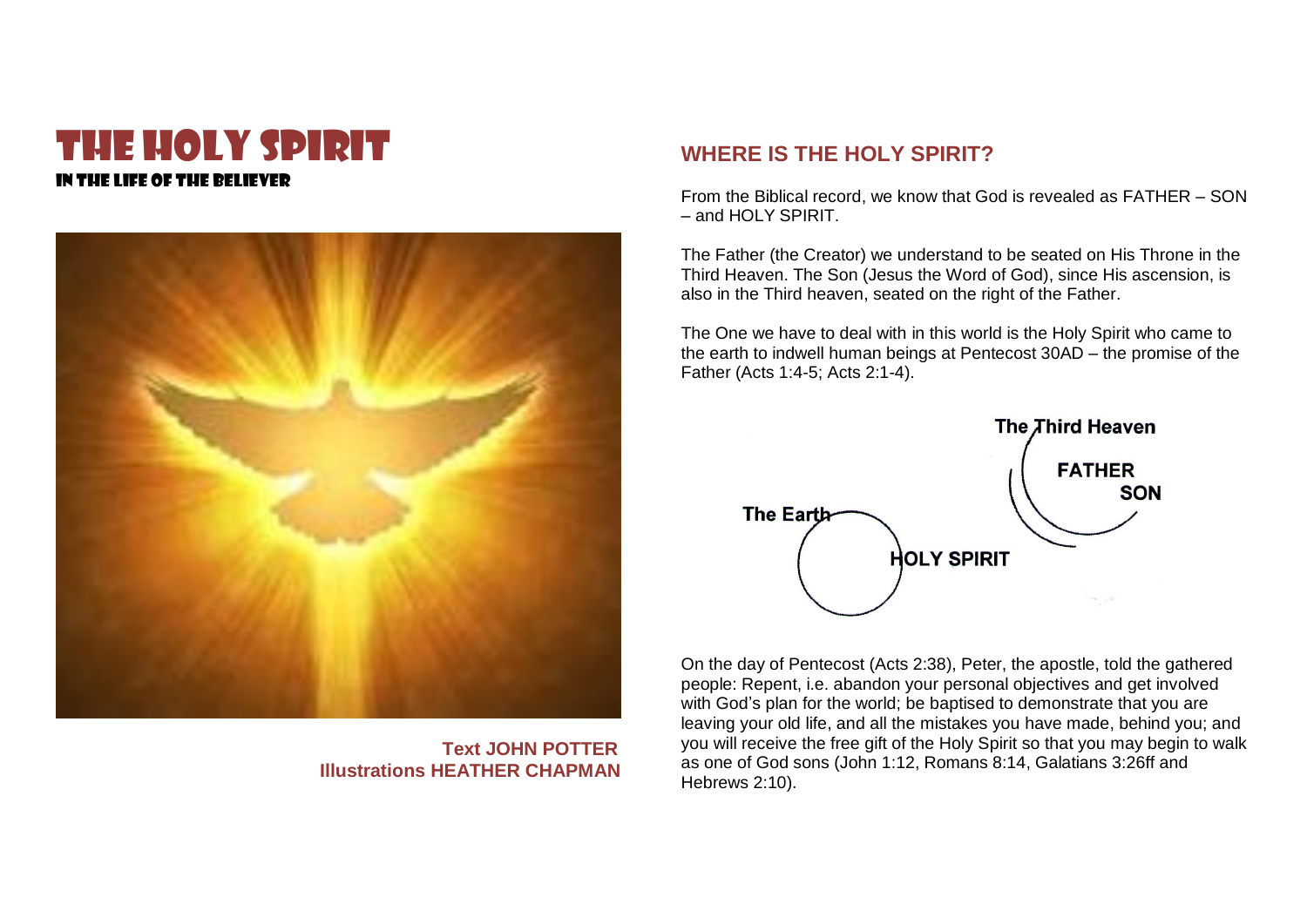# THE HOLY SPIRIT

**IN THE LIFE OF THE BELIEVER**

**Text JOHN POTTER**
**Illustrations HEATHER CHAPMAN**

## WHERE IS THE HOLY SPIRIT?

From the Biblical record, we know that God is revealed as FATHER – SON – and HOLY SPIRIT.

The Father (the Creator) we understand to be seated on His Throne in the Third Heaven. The Son (Jesus the Word of God), since His ascension, is also in the Third heaven, seated on the right of the Father.

The One we have to deal with in this world is the Holy Spirit who came to the earth to indwell human beings at Pentecost 30AD – the promise of the Father (Acts 1:4-5; Acts 2:1-4).

The Third Heaven
FATHER
SON
The Earth
HOLY SPIRIT

On the day of Pentecost (Acts 2:38), Peter, the apostle, told the gathered people: Repent, i.e. abandon your personal objectives and get involved with God's plan for the world; be baptised to demonstrate that you are leaving your old life, and all the mistakes you have made, behind you; and you will receive the free gift of the Holy Spirit so that you may begin to walk as one of God sons (John 1:12, Romans 8:14, Galatians 3:26ff and Hebrews 2:10).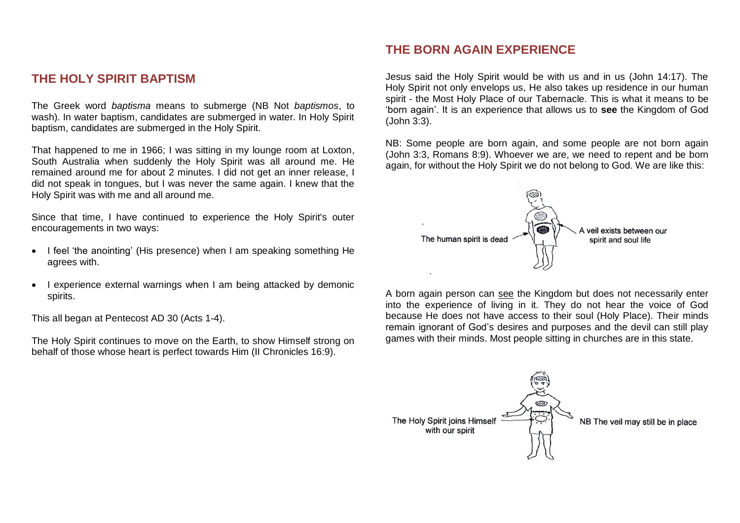## THE HOLY SPIRIT BAPTISM

The Greek word *baptisma* means to submerge (NB Not *baptismos*, to wash). In water baptism, candidates are submerged in water. In Holy Spirit baptism, candidates are submerged in the Holy Spirit.

That happened to me in 1966; I was sitting in my lounge room at Loxton, South Australia when suddenly the Holy Spirit was all around me. He remained around me for about 2 minutes. I did not get an inner release, I did not speak in tongues, but I was never the same again. I knew that the Holy Spirit was with me and all around me.

Since that time, I have continued to experience the Holy Spirit's outer encouragements in two ways:

- I feel 'the anointing' (His presence) when I am speaking something He agrees with.
- I experience external warnings when I am being attacked by demonic spirits.

This all began at Pentecost AD 30 (Acts 1-4).

The Holy Spirit continues to move on the Earth, to show Himself strong on behalf of those whose heart is perfect towards Him (II Chronicles 16:9).

## THE BORN AGAIN EXPERIENCE

Jesus said the Holy Spirit would be with us and in us (John 14:17). The Holy Spirit not only envelops us, He also takes up residence in our human spirit - the Most Holy Place of our Tabernacle. This is what it means to be 'born again'. It is an experience that allows us to **see** the Kingdom of God (John 3:3).

NB: Some people are born again, and some people are not born again (John 3:3, Romans 8:9). Whoever we are, we need to repent and be born again, for without the Holy Spirit we do not belong to God. We are like this:

The human spirit is dead

A veil exists between our spirit and soul life

A born again person can see the Kingdom but does not necessarily enter into the experience of living in it. They do not hear the voice of God because He does not have access to their soul (Holy Place). Their minds remain ignorant of God's desires and purposes and the devil can still play games with their minds. Most people sitting in churches are in this state.

The Holy Spirit joins Himself with our spirit

NB The veil may still be in place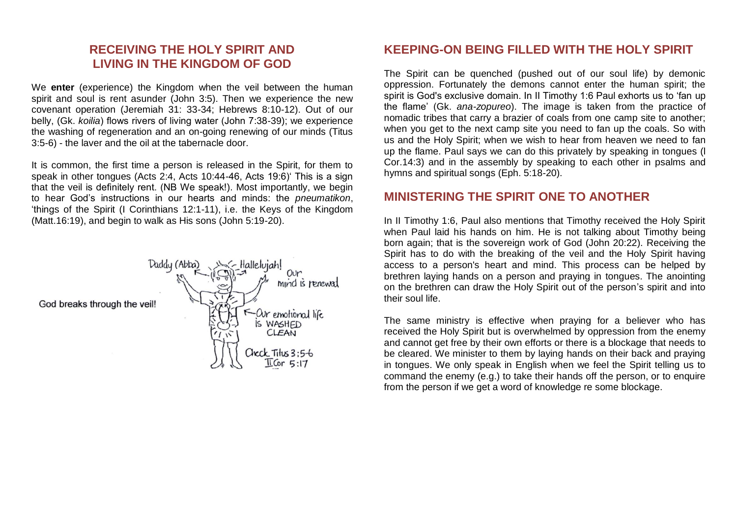## RECEIVING THE HOLY SPIRIT AND LIVING IN THE KINGDOM OF GOD

We **enter** (experience) the Kingdom when the veil between the human spirit and soul is rent asunder (John 3:5). Then we experience the new covenant operation (Jeremiah 31: 33-34; Hebrews 8:10-12). Out of our belly, (Gk. *koilia*) flows rivers of living water (John 7:38-39); we experience the washing of regeneration and an on-going renewing of our minds (Titus 3:5-6) - the laver and the oil at the tabernacle door.

It is common, the first time a person is released in the Spirit, for them to speak in other tongues (Acts 2:4, Acts 10:44-46, Acts 19:6)' This is a sign that the veil is definitely rent. (NB We speak!). Most importantly, we begin to hear God's instructions in our hearts and minds: the *pneumatikon*, 'things of the Spirit (I Corinthians 12:1-11), i.e. the Keys of the Kingdom (Matt.16:19), and begin to walk as His sons (John 5:19-20).

God breaks through the veil!

Daddy (Abba) — Hallelujah! — Our mind is renewed — Our emotional life is WASHED CLEAN — Check Titus 3:5-6 II Cor 5:17

## KEEPING-ON BEING FILLED WITH THE HOLY SPIRIT

The Spirit can be quenched (pushed out of our soul life) by demonic oppression. Fortunately the demons cannot enter the human spirit; the spirit is God's exclusive domain. In II Timothy 1:6 Paul exhorts us to 'fan up the flame' (Gk. *ana-zopureo*). The image is taken from the practice of nomadic tribes that carry a brazier of coals from one camp site to another; when you get to the next camp site you need to fan up the coals. So with us and the Holy Spirit; when we wish to hear from heaven we need to fan up the flame. Paul says we can do this privately by speaking in tongues (I Cor.14:3) and in the assembly by speaking to each other in psalms and hymns and spiritual songs (Eph. 5:18-20).

## MINISTERING THE SPIRIT ONE TO ANOTHER

In II Timothy 1:6, Paul also mentions that Timothy received the Holy Spirit when Paul laid his hands on him. He is not talking about Timothy being born again; that is the sovereign work of God (John 20:22). Receiving the Spirit has to do with the breaking of the veil and the Holy Spirit having access to a person's heart and mind. This process can be helped by brethren laying hands on a person and praying in tongues. The anointing on the brethren can draw the Holy Spirit out of the person's spirit and into their soul life.

The same ministry is effective when praying for a believer who has received the Holy Spirit but is overwhelmed by oppression from the enemy and cannot get free by their own efforts or there is a blockage that needs to be cleared. We minister to them by laying hands on their back and praying in tongues. We only speak in English when we feel the Spirit telling us to command the enemy (e.g.) to take their hands off the person, or to enquire from the person if we get a word of knowledge re some blockage.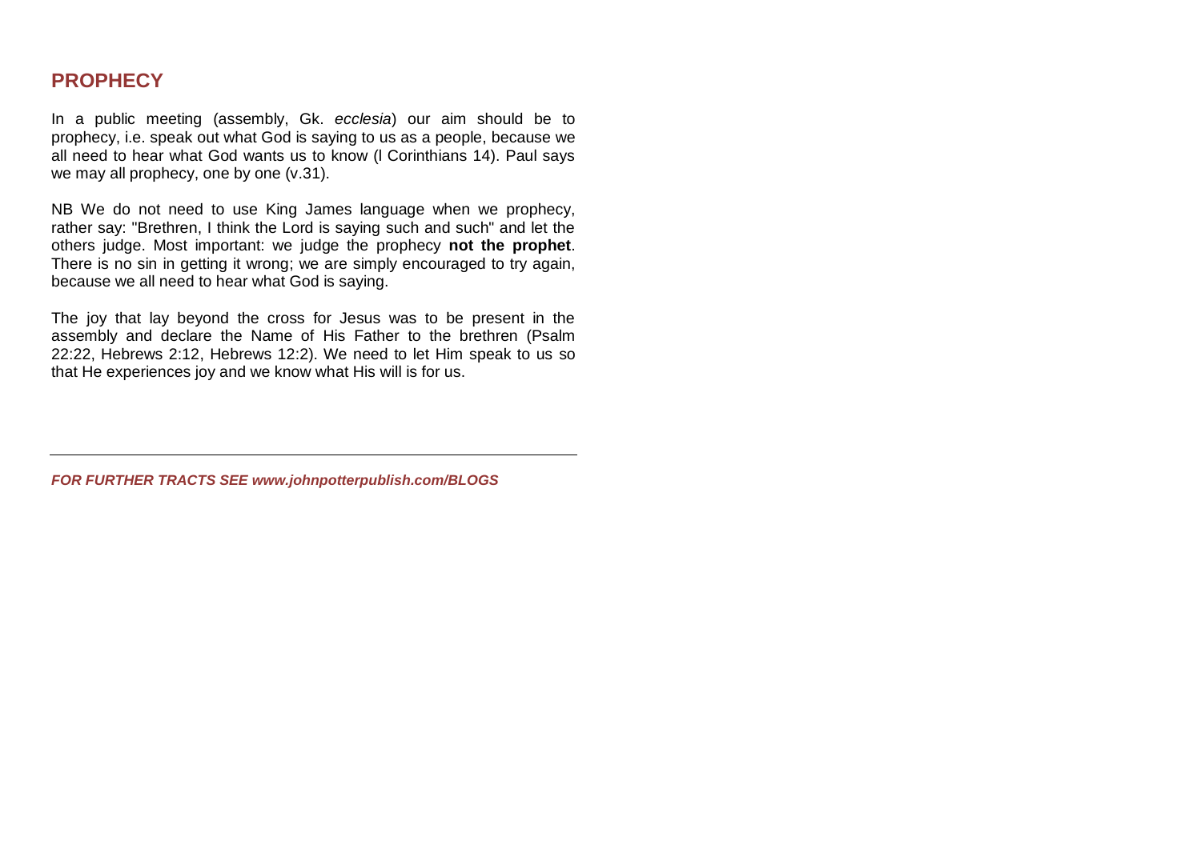## PROPHECY

In a public meeting (assembly, Gk. *ecclesia*) our aim should be to prophecy, i.e. speak out what God is saying to us as a people, because we all need to hear what God wants us to know (I Corinthians 14). Paul says we may all prophecy, one by one (v.31).

NB We do not need to use King James language when we prophecy, rather say: "Brethren, I think the Lord is saying such and such" and let the others judge. Most important: we judge the prophecy **not the prophet**. There is no sin in getting it wrong; we are simply encouraged to try again, because we all need to hear what God is saying.

The joy that lay beyond the cross for Jesus was to be present in the assembly and declare the Name of His Father to the brethren (Psalm 22:22, Hebrews 2:12, Hebrews 12:2). We need to let Him speak to us so that He experiences joy and we know what His will is for us.

---

***FOR FURTHER TRACTS SEE www.johnpotterpublish.com/BLOGS***